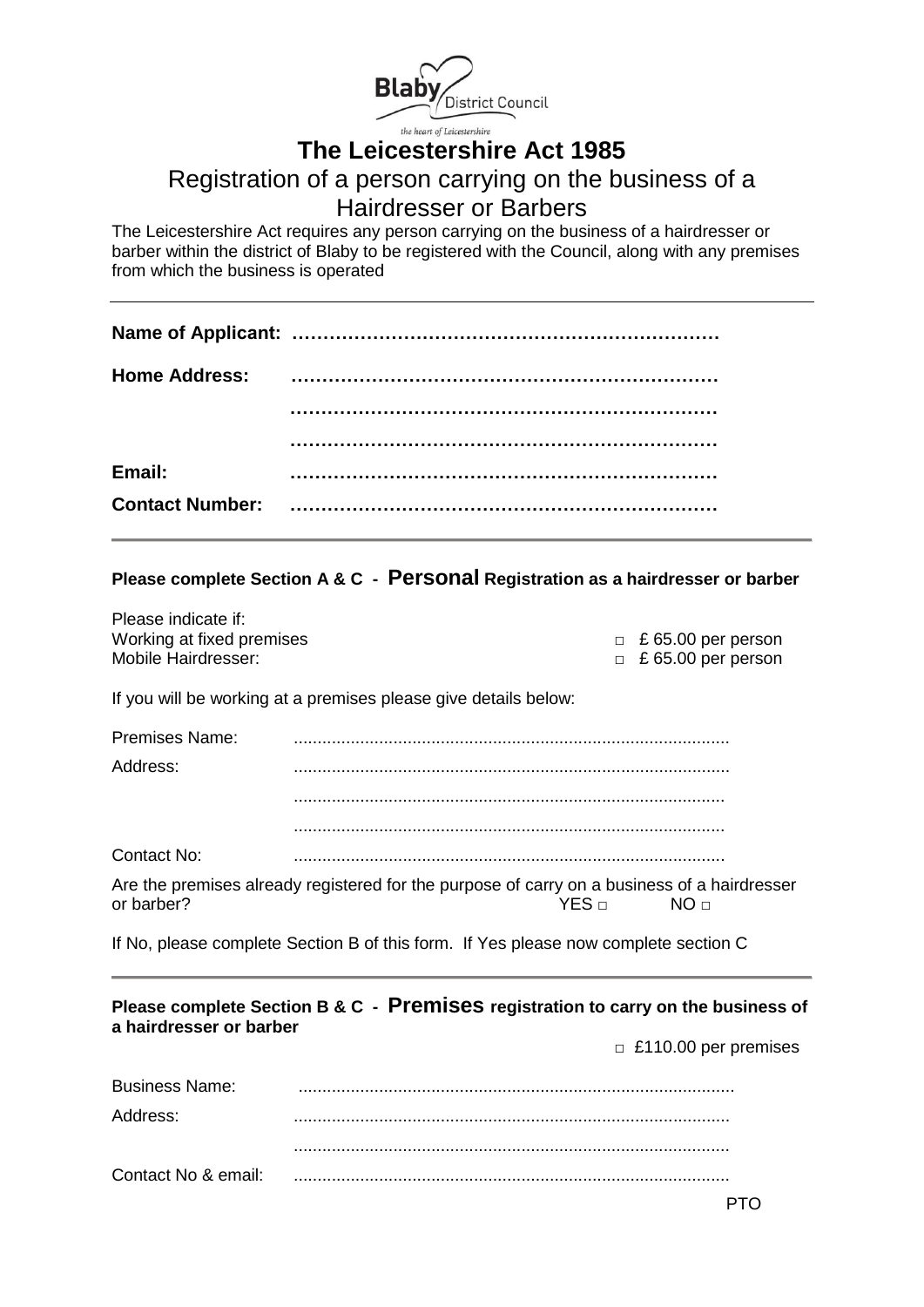Blaby District Council

*the heart of Leicestershire*

# The Leicestershire Act 1985

## Registration of a person carrying on the business of a Hairdresser or Barbers

The Leicestershire Act requires any person carrying on the business of a hairdresser or barber within the district of Blaby to be registered with the Council, along with any premises from which the business is operated

---

**Name of Applicant:** ……………………………………………………………

**Home Address:** ……………………………………………………………

……………………………………………………………

……………………………………………………………

**Email:** ……………………………………………………………

**Contact Number:** ……………………………………………………………

---

**Please complete Section A & C - Personal Registration as a hairdresser or barber**

Please indicate if:

Working at fixed premises □ £ 65.00 per person

Mobile Hairdresser: □ £ 65.00 per person

If you will be working at a premises please give details below:

Premises Name: ..........................................................................................

Address: ..........................................................................................

..........................................................................................

..........................................................................................

Contact No: ..........................................................................................

Are the premises already registered for the purpose of carry on a business of a hairdresser or barber? YES □ NO □

If No, please complete Section B of this form. If Yes please now complete section C

---

**Please complete Section B & C - Premises registration to carry on the business of a hairdresser or barber**

□ £110.00 per premises

Business Name: ..........................................................................................

Address: ..........................................................................................

..........................................................................................

Contact No & email: ..........................................................................................

PTO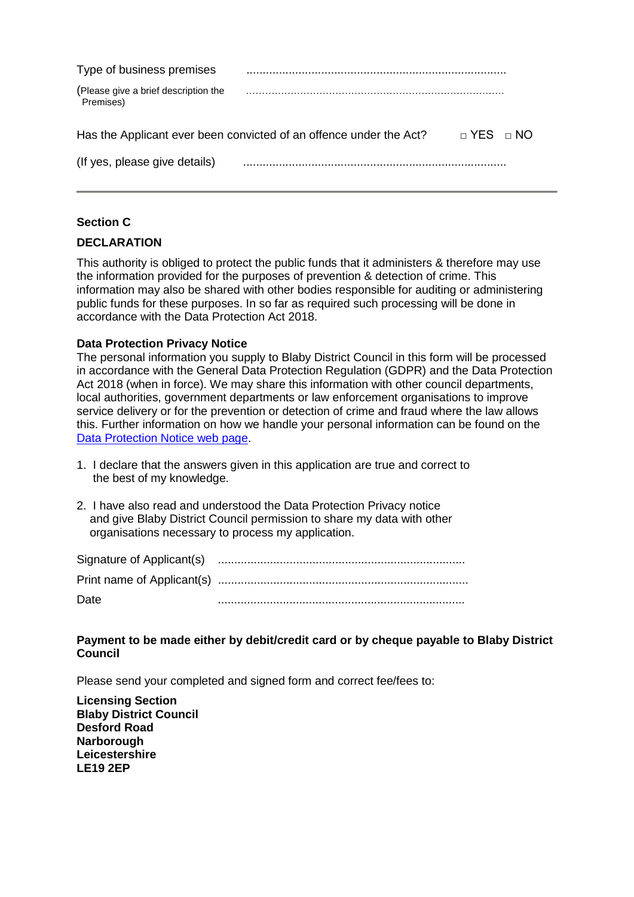Type of business premises ................................................................................

(Please give a brief description the Premises) ................................................................................

Has the Applicant ever been convicted of an offence under the Act? □ YES □ NO

(If yes, please give details) ................................................................................

---

**Section C**

**DECLARATION**

This authority is obliged to protect the public funds that it administers & therefore may use the information provided for the purposes of prevention & detection of crime. This information may also be shared with other bodies responsible for auditing or administering public funds for these purposes. In so far as required such processing will be done in accordance with the Data Protection Act 2018.

**Data Protection Privacy Notice**

The personal information you supply to Blaby District Council in this form will be processed in accordance with the General Data Protection Regulation (GDPR) and the Data Protection Act 2018 (when in force). We may share this information with other council departments, local authorities, government departments or law enforcement organisations to improve service delivery or for the prevention or detection of crime and fraud where the law allows this. Further information on how we handle your personal information can be found on the Data Protection Notice web page.

1. I declare that the answers given in this application are true and correct to the best of my knowledge.
2. I have also read and understood the Data Protection Privacy notice and give Blaby District Council permission to share my data with other organisations necessary to process my application.

Signature of Applicant(s) ...........................................................................

Print name of Applicant(s) ...........................................................................

Date ...........................................................................

**Payment to be made either by debit/credit card or by cheque payable to Blaby District Council**

Please send your completed and signed form and correct fee/fees to:

**Licensing Section**
**Blaby District Council**
**Desford Road**
**Narborough**
**Leicestershire**
**LE19 2EP**